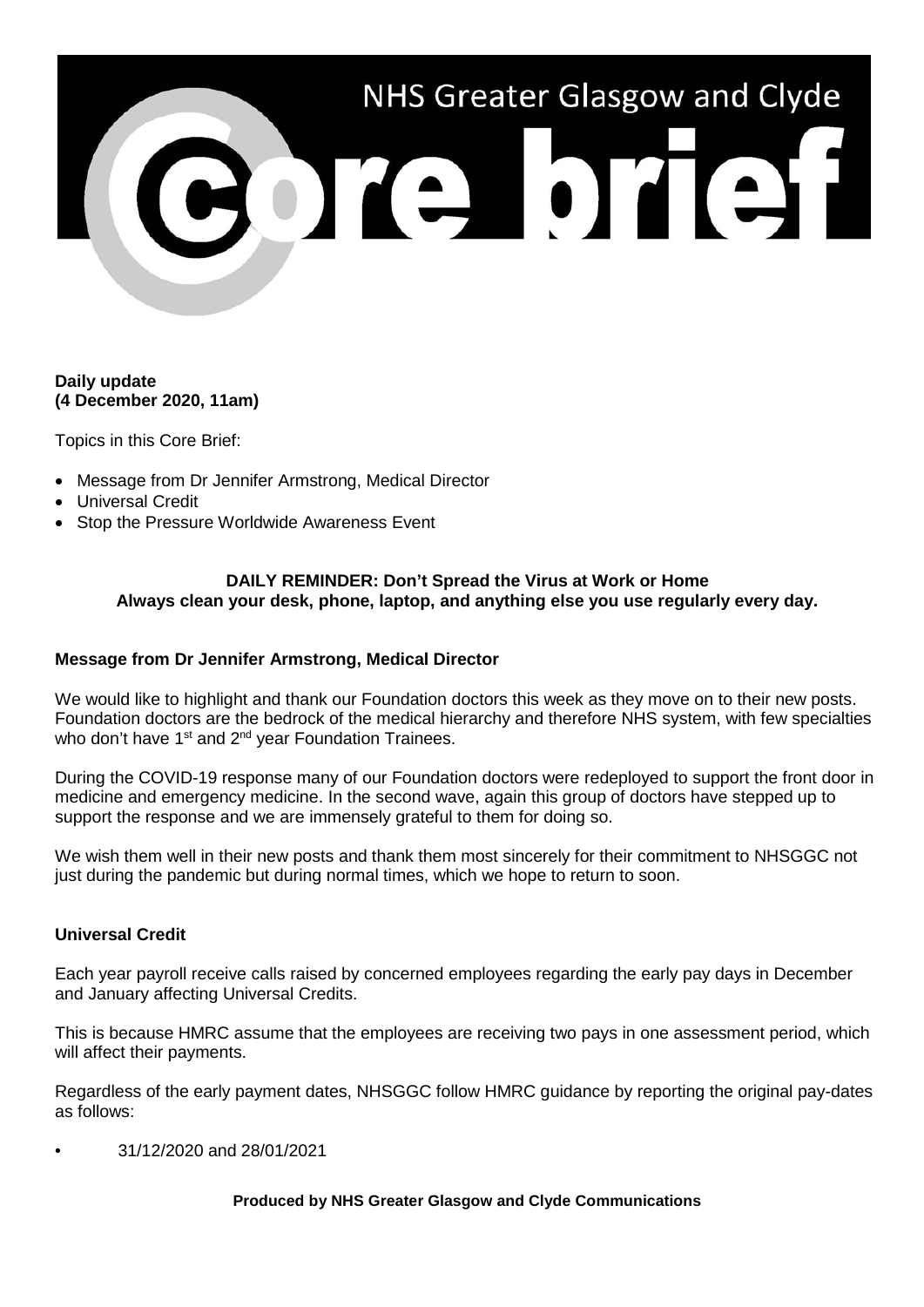# NHS Greater Glasgow and Clyde Core brief

**Daily update**
**(4 December 2020, 11am)**

Topics in this Core Brief:

- Message from Dr Jennifer Armstrong, Medical Director
- Universal Credit
- Stop the Pressure Worldwide Awareness Event

**DAILY REMINDER: Don't Spread the Virus at Work or Home**
**Always clean your desk, phone, laptop, and anything else you use regularly every day.**

## Message from Dr Jennifer Armstrong, Medical Director

We would like to highlight and thank our Foundation doctors this week as they move on to their new posts. Foundation doctors are the bedrock of the medical hierarchy and therefore NHS system, with few specialties who don't have 1st and 2nd year Foundation Trainees.

During the COVID-19 response many of our Foundation doctors were redeployed to support the front door in medicine and emergency medicine. In the second wave, again this group of doctors have stepped up to support the response and we are immensely grateful to them for doing so.

We wish them well in their new posts and thank them most sincerely for their commitment to NHSGGC not just during the pandemic but during normal times, which we hope to return to soon.

## Universal Credit

Each year payroll receive calls raised by concerned employees regarding the early pay days in December and January affecting Universal Credits.

This is because HMRC assume that the employees are receiving two pays in one assessment period, which will affect their payments.

Regardless of the early payment dates, NHSGGC follow HMRC guidance by reporting the original pay-dates as follows:

- 31/12/2020 and 28/01/2021

**Produced by NHS Greater Glasgow and Clyde Communications**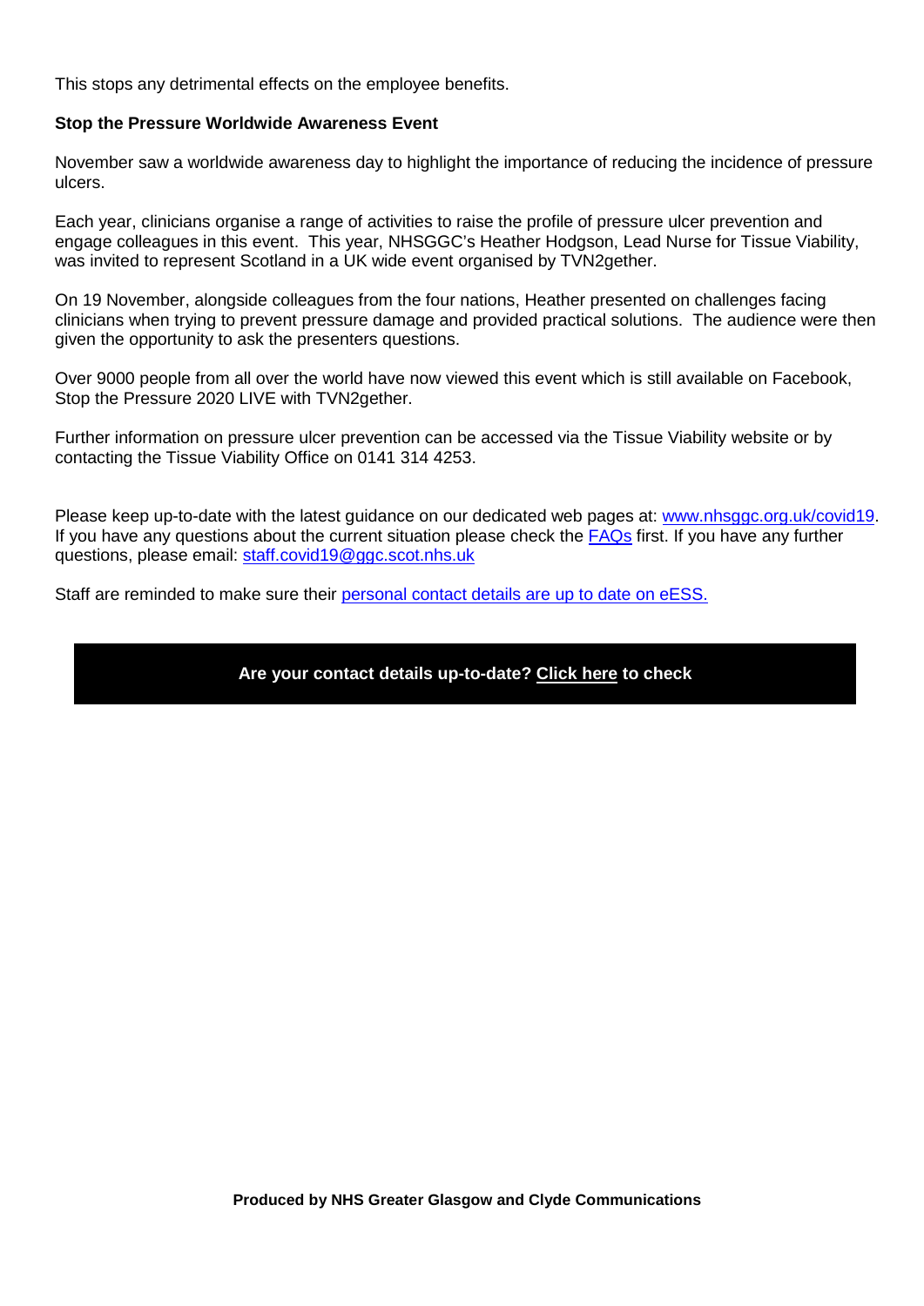This stops any detrimental effects on the employee benefits.

**Stop the Pressure Worldwide Awareness Event**

November saw a worldwide awareness day to highlight the importance of reducing the incidence of pressure ulcers.

Each year, clinicians organise a range of activities to raise the profile of pressure ulcer prevention and engage colleagues in this event. This year, NHSGGC's Heather Hodgson, Lead Nurse for Tissue Viability, was invited to represent Scotland in a UK wide event organised by TVN2gether.

On 19 November, alongside colleagues from the four nations, Heather presented on challenges facing clinicians when trying to prevent pressure damage and provided practical solutions. The audience were then given the opportunity to ask the presenters questions.

Over 9000 people from all over the world have now viewed this event which is still available on Facebook, Stop the Pressure 2020 LIVE with TVN2gether.

Further information on pressure ulcer prevention can be accessed via the Tissue Viability website or by contacting the Tissue Viability Office on 0141 314 4253.

Please keep up-to-date with the latest guidance on our dedicated web pages at: [www.nhsggc.org.uk/covid19](www.nhsggc.org.uk/covid19). If you have any questions about the current situation please check the [FAQs]() first. If you have any further questions, please email: [staff.covid19@ggc.scot.nhs.uk](mailto:staff.covid19@ggc.scot.nhs.uk)

Staff are reminded to make sure their [personal contact details are up to date on eESS.]()

**Are your contact details up-to-date? [Click here]() to check**

**Produced by NHS Greater Glasgow and Clyde Communications**